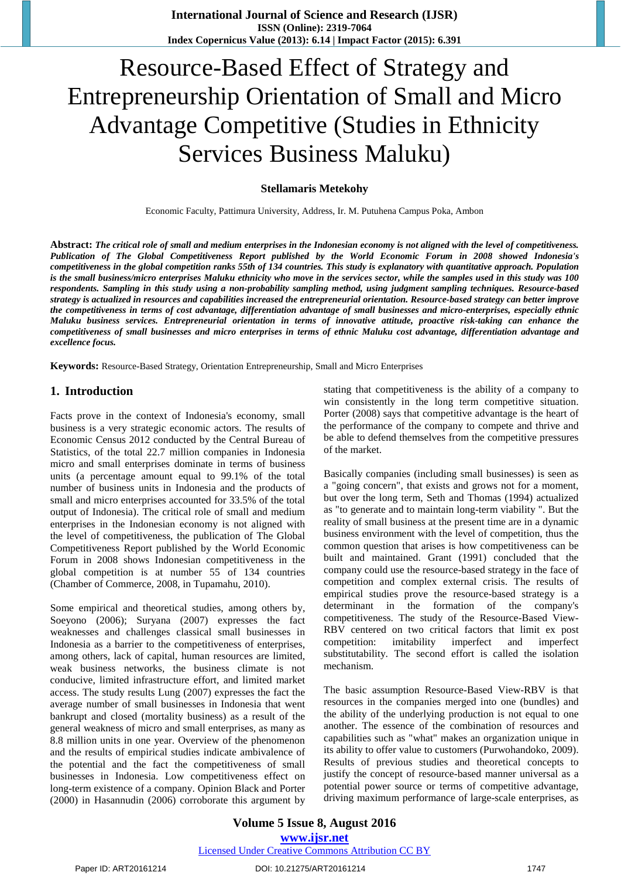# Resource-Based Effect of Strategy and Entrepreneurship Orientation of Small and Micro Advantage Competitive (Studies in Ethnicity Services Business Maluku)

**Stellamaris Metekohy**

Economic Faculty, Pattimura University, Address, Ir. M. Putuhena Campus Poka, Ambon

**Abstract:** ***The critical role of small and medium enterprises in the Indonesian economy is not aligned with the level of competitiveness. Publication of The Global Competitiveness Report published by the World Economic Forum in 2008 showed Indonesia's competitiveness in the global competition ranks 55th of 134 countries. This study is explanatory with quantitative approach. Population is the small business/micro enterprises Maluku ethnicity who move in the services sector, while the samples used in this study was 100 respondents. Sampling in this study using a non-probability sampling method, using judgment sampling techniques. Resource-based strategy is actualized in resources and capabilities increased the entrepreneurial orientation. Resource-based strategy can better improve the competitiveness in terms of cost advantage, differentiation advantage of small businesses and micro-enterprises, especially ethnic Maluku business services. Entrepreneurial orientation in terms of innovative attitude, proactive risk-taking can enhance the competitiveness of small businesses and micro enterprises in terms of ethnic Maluku cost advantage, differentiation advantage and excellence focus.***

**Keywords:** Resource-Based Strategy, Orientation Entrepreneurship, Small and Micro Enterprises

## 1. Introduction

Facts prove in the context of Indonesia's economy, small business is a very strategic economic actors. The results of Economic Census 2012 conducted by the Central Bureau of Statistics, of the total 22.7 million companies in Indonesia micro and small enterprises dominate in terms of business units (a percentage amount equal to 99.1% of the total number of business units in Indonesia and the products of small and micro enterprises accounted for 33.5% of the total output of Indonesia). The critical role of small and medium enterprises in the Indonesian economy is not aligned with the level of competitiveness, the publication of The Global Competitiveness Report published by the World Economic Forum in 2008 shows Indonesian competitiveness in the global competition is at number 55 of 134 countries (Chamber of Commerce, 2008, in Tupamahu, 2010).

Some empirical and theoretical studies, among others by, Soeyono (2006); Suryana (2007) expresses the fact weaknesses and challenges classical small businesses in Indonesia as a barrier to the competitiveness of enterprises, among others, lack of capital, human resources are limited, weak business networks, the business climate is not conducive, limited infrastructure effort, and limited market access. The study results Lung (2007) expresses the fact that average number of small businesses in Indonesia that went bankrupt and closed (mortality business) as a result of the general weakness of micro and small enterprises, as many as 8.8 million units in one year. Overview of the phenomenon and the results of empirical studies indicate ambivalence of the potential and the fact the competitiveness of small businesses in Indonesia. Low competitiveness effect on long-term existence of a company. Opinion Black and Porter (2000) in Hasannudin (2006) corroborate this argument by stating that competitiveness is the ability of a company to win consistently in the long term competitive situation. Porter (2008) says that competitive advantage is the heart of the performance of the company to compete and thrive and be able to defend themselves from the competitive pressures of the market.

Basically companies (including small businesses) is seen as a "going concern", that exists and grows not for a moment, but over the long term, Seth and Thomas (1994) actualized as "to generate and to maintain long-term viability ". But the reality of small business at the present time are in a dynamic business environment with the level of competition, thus the common question that arises is how competitiveness can be built and maintained. Grant (1991) concluded that the company could use the resource-based strategy in the face of competition and complex external crisis. The results of empirical studies prove the resource-based strategy is a determinant in the formation of the company's competitiveness. The study of the Resource-Based View-RBV centered on two critical factors that limit ex post competition: imitability imperfect and imperfect substitutability. The second effort is called the isolation mechanism.

The basic assumption Resource-Based View-RBV is that resources in the companies merged into one (bundles) and the ability of the underlying production is not equal to one another. The essence of the combination of resources and capabilities such as "what" makes an organization unique in its ability to offer value to customers (Purwohandoko, 2009). Results of previous studies and theoretical concepts to justify the concept of resource-based manner universal as a potential power source or terms of competitive advantage, driving maximum performance of large-scale enterprises, as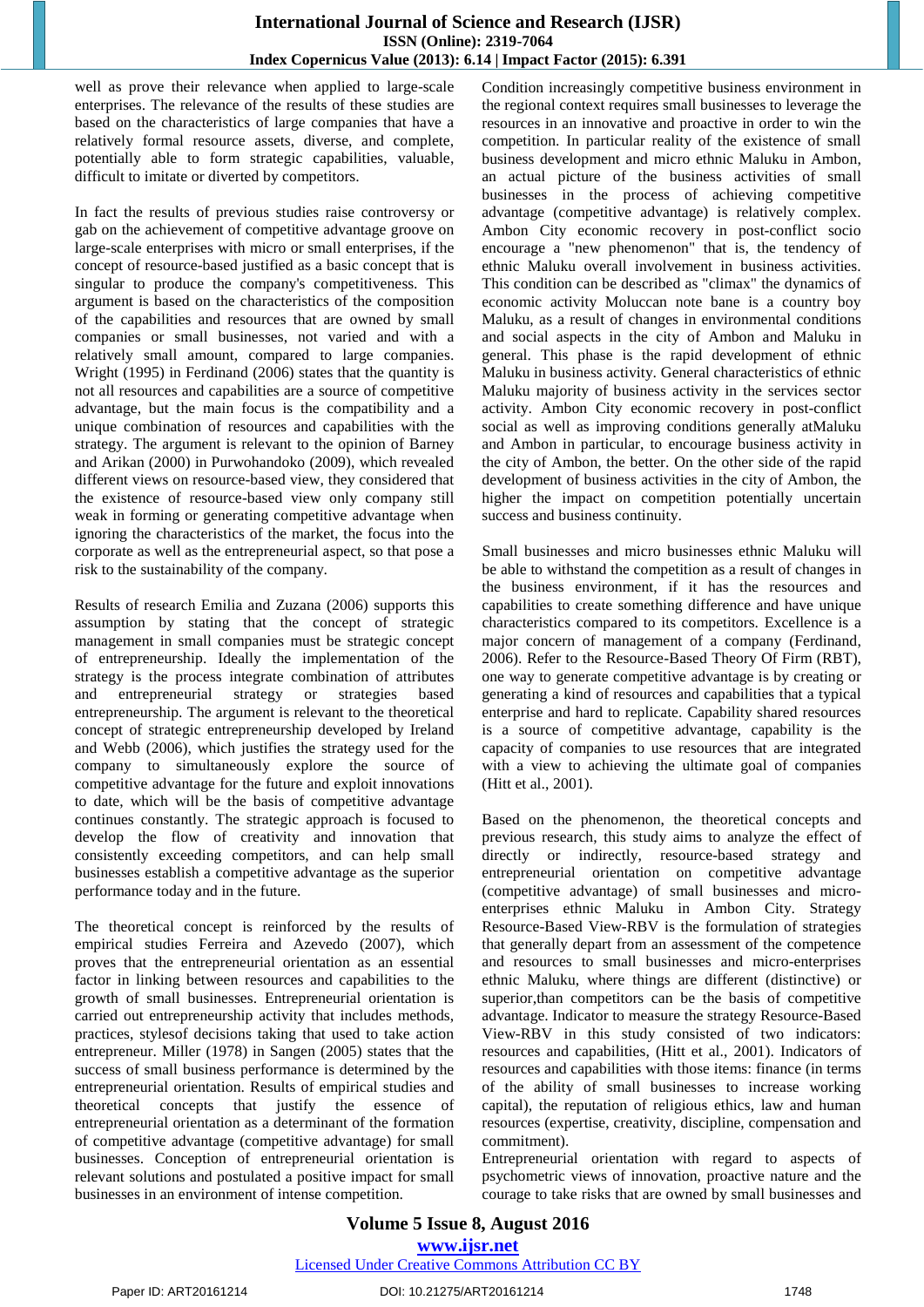well as prove their relevance when applied to large-scale enterprises. The relevance of the results of these studies are based on the characteristics of large companies that have a relatively formal resource assets, diverse, and complete, potentially able to form strategic capabilities, valuable, difficult to imitate or diverted by competitors.

In fact the results of previous studies raise controversy or gab on the achievement of competitive advantage groove on large-scale enterprises with micro or small enterprises, if the concept of resource-based justified as a basic concept that is singular to produce the company's competitiveness. This argument is based on the characteristics of the composition of the capabilities and resources that are owned by small companies or small businesses, not varied and with a relatively small amount, compared to large companies. Wright (1995) in Ferdinand (2006) states that the quantity is not all resources and capabilities are a source of competitive advantage, but the main focus is the compatibility and a unique combination of resources and capabilities with the strategy. The argument is relevant to the opinion of Barney and Arikan (2000) in Purwohandoko (2009), which revealed different views on resource-based view, they considered that the existence of resource-based view only company still weak in forming or generating competitive advantage when ignoring the characteristics of the market, the focus into the corporate as well as the entrepreneurial aspect, so that pose a risk to the sustainability of the company.

Results of research Emilia and Zuzana (2006) supports this assumption by stating that the concept of strategic management in small companies must be strategic concept of entrepreneurship. Ideally the implementation of the strategy is the process integrate combination of attributes and entrepreneurial strategy or strategies based entrepreneurship. The argument is relevant to the theoretical concept of strategic entrepreneurship developed by Ireland and Webb (2006), which justifies the strategy used for the company to simultaneously explore the source of competitive advantage for the future and exploit innovations to date, which will be the basis of competitive advantage continues constantly. The strategic approach is focused to develop the flow of creativity and innovation that consistently exceeding competitors, and can help small businesses establish a competitive advantage as the superior performance today and in the future.

The theoretical concept is reinforced by the results of empirical studies Ferreira and Azevedo (2007), which proves that the entrepreneurial orientation as an essential factor in linking between resources and capabilities to the growth of small businesses. Entrepreneurial orientation is carried out entrepreneurship activity that includes methods, practices, stylesof decisions taking that used to take action entrepreneur. Miller (1978) in Sangen (2005) states that the success of small business performance is determined by the entrepreneurial orientation. Results of empirical studies and theoretical concepts that justify the essence of entrepreneurial orientation as a determinant of the formation of competitive advantage (competitive advantage) for small businesses. Conception of entrepreneurial orientation is relevant solutions and postulated a positive impact for small businesses in an environment of intense competition.

Condition increasingly competitive business environment in the regional context requires small businesses to leverage the resources in an innovative and proactive in order to win the competition. In particular reality of the existence of small business development and micro ethnic Maluku in Ambon, an actual picture of the business activities of small businesses in the process of achieving competitive advantage (competitive advantage) is relatively complex. Ambon City economic recovery in post-conflict socio encourage a "new phenomenon" that is, the tendency of ethnic Maluku overall involvement in business activities. This condition can be described as "climax" the dynamics of economic activity Moluccan note bane is a country boy Maluku, as a result of changes in environmental conditions and social aspects in the city of Ambon and Maluku in general. This phase is the rapid development of ethnic Maluku in business activity. General characteristics of ethnic Maluku majority of business activity in the services sector activity. Ambon City economic recovery in post-conflict social as well as improving conditions generally atMaluku and Ambon in particular, to encourage business activity in the city of Ambon, the better. On the other side of the rapid development of business activities in the city of Ambon, the higher the impact on competition potentially uncertain success and business continuity.

Small businesses and micro businesses ethnic Maluku will be able to withstand the competition as a result of changes in the business environment, if it has the resources and capabilities to create something difference and have unique characteristics compared to its competitors. Excellence is a major concern of management of a company (Ferdinand, 2006). Refer to the Resource-Based Theory Of Firm (RBT), one way to generate competitive advantage is by creating or generating a kind of resources and capabilities that a typical enterprise and hard to replicate. Capability shared resources is a source of competitive advantage, capability is the capacity of companies to use resources that are integrated with a view to achieving the ultimate goal of companies (Hitt et al., 2001).

Based on the phenomenon, the theoretical concepts and previous research, this study aims to analyze the effect of directly or indirectly, resource-based strategy and entrepreneurial orientation on competitive advantage (competitive advantage) of small businesses and micro-enterprises ethnic Maluku in Ambon City. Strategy Resource-Based View-RBV is the formulation of strategies that generally depart from an assessment of the competence and resources to small businesses and micro-enterprises ethnic Maluku, where things are different (distinctive) or superior,than competitors can be the basis of competitive advantage. Indicator to measure the strategy Resource-Based View-RBV in this study consisted of two indicators: resources and capabilities, (Hitt et al., 2001). Indicators of resources and capabilities with those items: finance (in terms of the ability of small businesses to increase working capital), the reputation of religious ethics, law and human resources (expertise, creativity, discipline, compensation and commitment).

Entrepreneurial orientation with regard to aspects of psychometric views of innovation, proactive nature and the courage to take risks that are owned by small businesses and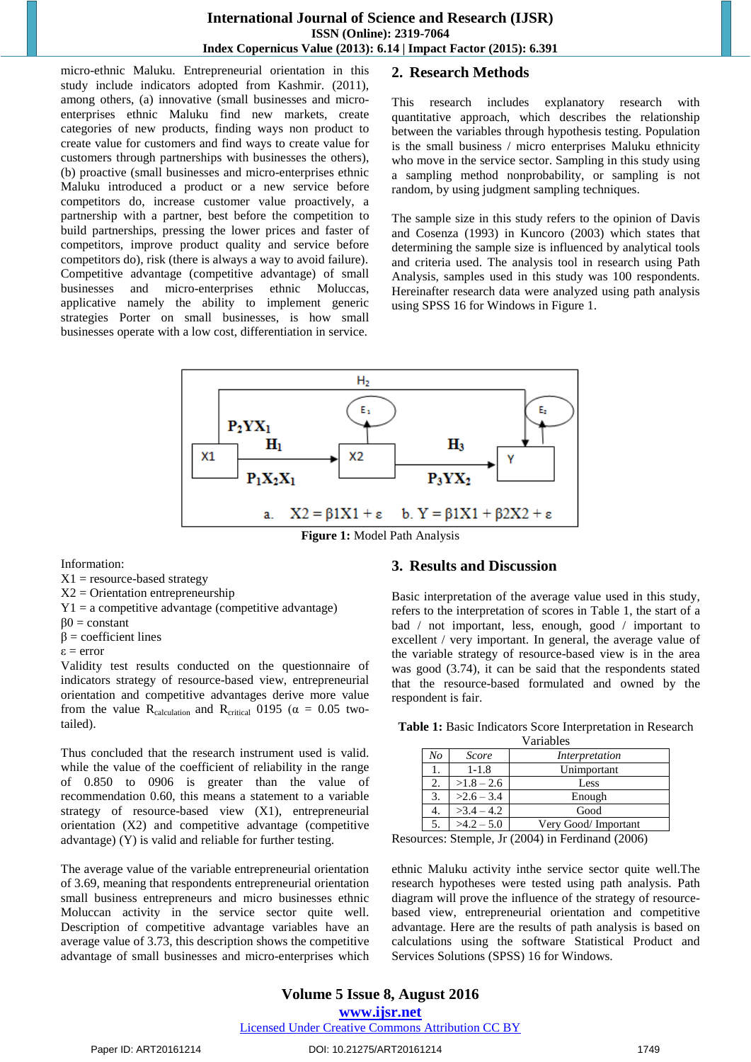micro-ethnic Maluku. Entrepreneurial orientation in this study include indicators adopted from Kashmir. (2011), among others, (a) innovative (small businesses and micro-enterprises ethnic Maluku find new markets, create categories of new products, finding ways non product to create value for customers and find ways to create value for customers through partnerships with businesses the others), (b) proactive (small businesses and micro-enterprises ethnic Maluku introduced a product or a new service before competitors do, increase customer value proactively, a partnership with a partner, best before the competition to build partnerships, pressing the lower prices and faster of competitors, improve product quality and service before competitors do), risk (there is always a way to avoid failure). Competitive advantage (competitive advantage) of small businesses and micro-enterprises ethnic Moluccas, applicative namely the ability to implement generic strategies Porter on small businesses, is how small businesses operate with a low cost, differentiation in service.

## 2. Research Methods

This research includes explanatory research with quantitative approach, which describes the relationship between the variables through hypothesis testing. Population is the small business / micro enterprises Maluku ethnicity who move in the service sector. Sampling in this study using a sampling method nonprobability, or sampling is not random, by using judgment sampling techniques.

The sample size in this study refers to the opinion of Davis and Cosenza (1993) in Kuncoro (2003) which states that determining the sample size is influenced by analytical tools and criteria used. The analysis tool in research using Path Analysis, samples used in this study was 100 respondents. Hereinafter research data were analyzed using path analysis using SPSS 16 for Windows in Figure 1.

$H_2$

$P_2YX_1$ &nbsp;&nbsp; $H_1$ &nbsp;&nbsp; $H_3$

X1 → X2 → Y &nbsp;&nbsp; ($E_1$, $E_2$)

$P_1X_2X_1$ &nbsp;&nbsp; $P_3YX_2$

a. $X2 = \beta 1X1 + \varepsilon$ &nbsp;&nbsp; b. $Y = \beta 1X1 + \beta 2X2 + \varepsilon$

**Figure 1:** Model Path Analysis

Information:
X1 = resource-based strategy
X2 = Orientation entrepreneurship
Y1 = a competitive advantage (competitive advantage)
β0 = constant
β = coefficient lines
ε = error

Validity test results conducted on the questionnaire of indicators strategy of resource-based view, entrepreneurial orientation and competitive advantages derive more value from the value $R_{calculation}$ and $R_{critical}$ 0195 ($\alpha$ = 0.05 two-tailed).

Thus concluded that the research instrument used is valid. while the value of the coefficient of reliability in the range of 0.850 to 0906 is greater than the value of recommendation 0.60, this means a statement to a variable strategy of resource-based view (X1), entrepreneurial orientation (X2) and competitive advantage (competitive advantage) (Y) is valid and reliable for further testing.

The average value of the variable entrepreneurial orientation of 3.69, meaning that respondents entrepreneurial orientation small business entrepreneurs and micro businesses ethnic Moluccan activity in the service sector quite well. Description of competitive advantage variables have an average value of 3.73, this description shows the competitive advantage of small businesses and micro-enterprises which ethnic Maluku activity inthe service sector quite well.The research hypotheses were tested using path analysis. Path diagram will prove the influence of the strategy of resource-based view, entrepreneurial orientation and competitive advantage. Here are the results of path analysis is based on calculations using the software Statistical Product and Services Solutions (SPSS) 16 for Windows.

## 3. Results and Discussion

Basic interpretation of the average value used in this study, refers to the interpretation of scores in Table 1, the start of a bad / not important, less, enough, good / important to excellent / very important. In general, the average value of the variable strategy of resource-based view is in the area was good (3.74), it can be said that the respondents stated that the resource-based formulated and owned by the respondent is fair.

**Table 1:** Basic Indicators Score Interpretation in Research Variables

| *No* | *Score* | *Interpretation* |
|---|---|---|
| 1. | 1-1.8 | Unimportant |
| 2. | >1.8 – 2.6 | Less |
| 3. | >2.6 – 3.4 | Enough |
| 4. | >3.4 – 4.2 | Good |
| 5. | >4.2 – 5.0 | Very Good/ Important |

Resources: Stemple, Jr (2004) in Ferdinand (2006)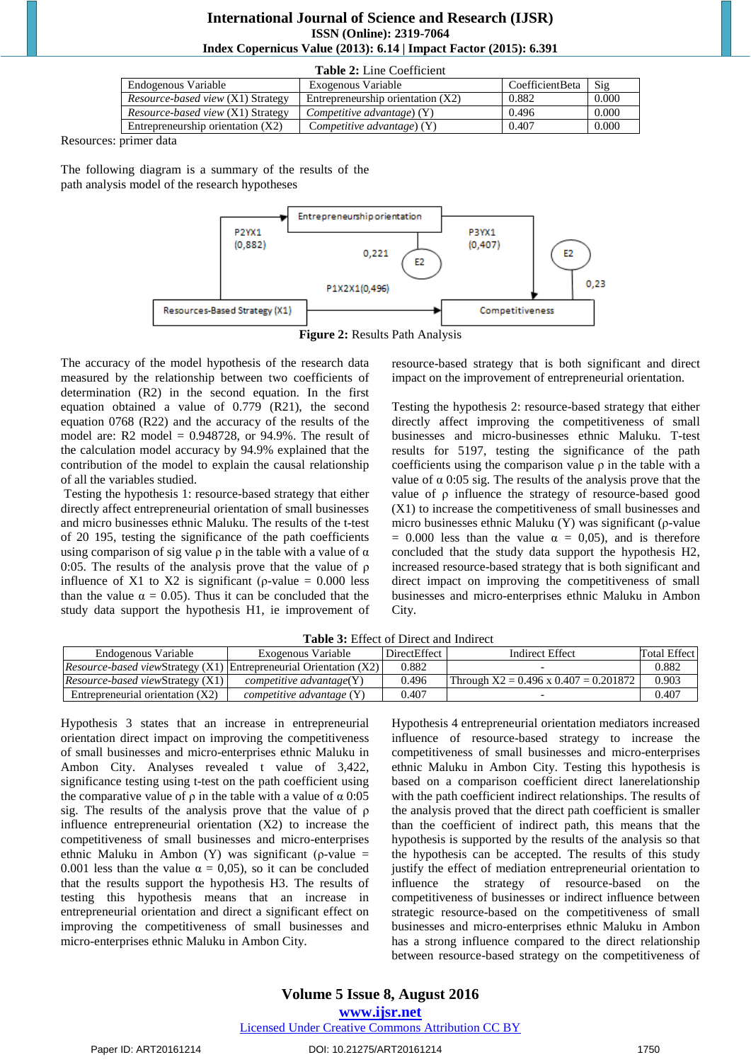**Table 2:** Line Coefficient

| Endogenous Variable | Exogenous Variable | CoefficientBeta | Sig |
|---|---|---|---|
| *Resource-based view* (X1) Strategy | Entrepreneurship orientation (X2) | 0.882 | 0.000 |
| *Resource-based view* (X1) Strategy | *Competitive advantage*) (Y) | 0.496 | 0.000 |
| Entrepreneurship orientation (X2) | *Competitive advantage*) (Y) | 0.407 | 0.000 |

Resources: primer data

The following diagram is a summary of the results of the path analysis model of the research hypotheses

**Figure 2:** Results Path Analysis

The accuracy of the model hypothesis of the research data measured by the relationship between two coefficients of determination (R2) in the second equation. In the first equation obtained a value of 0.779 (R21), the second equation 0768 (R22) and the accuracy of the results of the model are: R2 model = 0.948728, or 94.9%. The result of the calculation model accuracy by 94.9% explained that the contribution of the model to explain the causal relationship of all the variables studied.

Testing the hypothesis 1: resource-based strategy that either directly affect entrepreneurial orientation of small businesses and micro businesses ethnic Maluku. The results of the t-test of 20 195, testing the significance of the path coefficients using comparison of sig value ρ in the table with a value of α 0:05. The results of the analysis prove that the value of ρ influence of X1 to X2 is significant (ρ-value = 0.000 less than the value α = 0.05). Thus it can be concluded that the study data support the hypothesis H1, ie improvement of resource-based strategy that is both significant and direct impact on the improvement of entrepreneurial orientation.

Testing the hypothesis 2: resource-based strategy that either directly affect improving the competitiveness of small businesses and micro-businesses ethnic Maluku. T-test results for 5197, testing the significance of the path coefficients using the comparison value ρ in the table with a value of α 0:05 sig. The results of the analysis prove that the value of ρ influence the strategy of resource-based good (X1) to increase the competitiveness of small businesses and micro businesses ethnic Maluku (Y) was significant (ρ-value = 0.000 less than the value α = 0,05), and is therefore concluded that the study data support the hypothesis H2, increased resource-based strategy that is both significant and direct impact on improving the competitiveness of small businesses and micro-enterprises ethnic Maluku in Ambon City.

**Table 3:** Effect of Direct and Indirect

| Endogenous Variable | Exogenous Variable | DirectEffect | Indirect Effect | Total Effect |
|---|---|---|---|---|
| *Resource-based view*Strategy (X1) | Entrepreneurial Orientation (X2) | 0.882 | - | 0.882 |
| *Resource-based view*Strategy (X1) | *competitive advantage*(Y) | 0.496 | Through X2 = 0.496 x 0.407 = 0.201872 | 0.903 |
| Entrepreneurial orientation (X2) | *competitive advantage* (Y) | 0.407 | - | 0.407 |

Hypothesis 3 states that an increase in entrepreneurial orientation direct impact on improving the competitiveness of small businesses and micro-enterprises ethnic Maluku in Ambon City. Analyses revealed t value of 3,422, significance testing using t-test on the path coefficient using the comparative value of ρ in the table with a value of α 0:05 sig. The results of the analysis prove that the value of ρ influence entrepreneurial orientation (X2) to increase the competitiveness of small businesses and micro-enterprises ethnic Maluku in Ambon (Y) was significant (ρ-value = 0.001 less than the value α = 0,05), so it can be concluded that the results support the hypothesis H3. The results of testing this hypothesis means that an increase in entrepreneurial orientation and direct a significant effect on improving the competitiveness of small businesses and micro-enterprises ethnic Maluku in Ambon City.

Hypothesis 4 entrepreneurial orientation mediators increased influence of resource-based strategy to increase the competitiveness of small businesses and micro-enterprises ethnic Maluku in Ambon City. Testing this hypothesis is based on a comparison coefficient direct lanerelationship with the path coefficient indirect relationships. The results of the analysis proved that the direct path coefficient is smaller than the coefficient of indirect path, this means that the hypothesis is supported by the results of the analysis so that the hypothesis can be accepted. The results of this study justify the effect of mediation entrepreneurial orientation to influence the strategy of resource-based on the competitiveness of businesses or indirect influence between strategic resource-based on the competitiveness of small businesses and micro-enterprises ethnic Maluku in Ambon has a strong influence compared to the direct relationship between resource-based strategy on the competitiveness of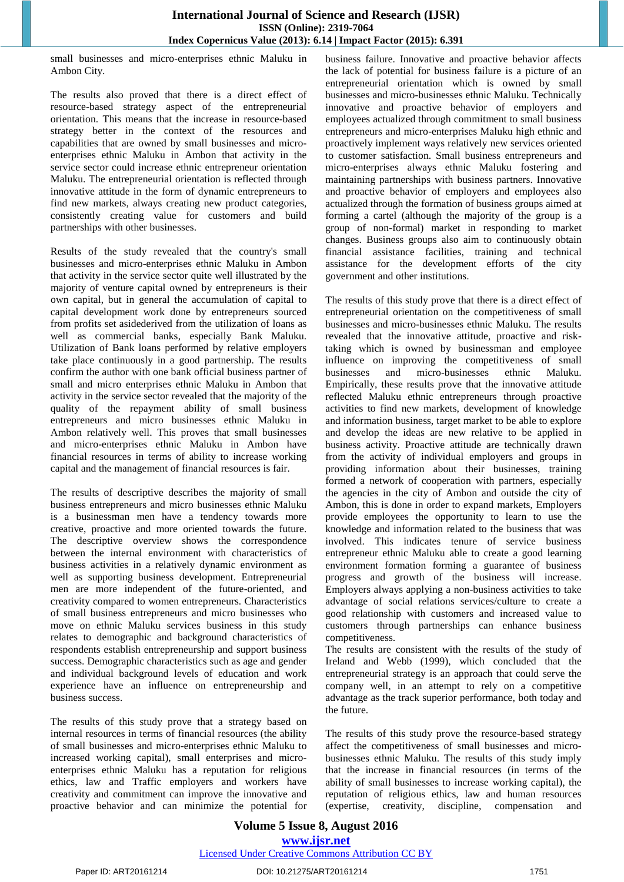small businesses and micro-enterprises ethnic Maluku in Ambon City.

The results also proved that there is a direct effect of resource-based strategy aspect of the entrepreneurial orientation. This means that the increase in resource-based strategy better in the context of the resources and capabilities that are owned by small businesses and micro-enterprises ethnic Maluku in Ambon that activity in the service sector could increase ethnic entrepreneur orientation Maluku. The entrepreneurial orientation is reflected through innovative attitude in the form of dynamic entrepreneurs to find new markets, always creating new product categories, consistently creating value for customers and build partnerships with other businesses.

Results of the study revealed that the country's small businesses and micro-enterprises ethnic Maluku in Ambon that activity in the service sector quite well illustrated by the majority of venture capital owned by entrepreneurs is their own capital, but in general the accumulation of capital to capital development work done by entrepreneurs sourced from profits set asidederived from the utilization of loans as well as commercial banks, especially Bank Maluku. Utilization of Bank loans performed by relative employers take place continuously in a good partnership. The results confirm the author with one bank official business partner of small and micro enterprises ethnic Maluku in Ambon that activity in the service sector revealed that the majority of the quality of the repayment ability of small business entrepreneurs and micro businesses ethnic Maluku in Ambon relatively well. This proves that small businesses and micro-enterprises ethnic Maluku in Ambon have financial resources in terms of ability to increase working capital and the management of financial resources is fair.

The results of descriptive describes the majority of small business entrepreneurs and micro businesses ethnic Maluku is a businessman men have a tendency towards more creative, proactive and more oriented towards the future. The descriptive overview shows the correspondence between the internal environment with characteristics of business activities in a relatively dynamic environment as well as supporting business development. Entrepreneurial men are more independent of the future-oriented, and creativity compared to women entrepreneurs. Characteristics of small business entrepreneurs and micro businesses who move on ethnic Maluku services business in this study relates to demographic and background characteristics of respondents establish entrepreneurship and support business success. Demographic characteristics such as age and gender and individual background levels of education and work experience have an influence on entrepreneurship and business success.

The results of this study prove that a strategy based on internal resources in terms of financial resources (the ability of small businesses and micro-enterprises ethnic Maluku to increased working capital), small enterprises and micro-enterprises ethnic Maluku has a reputation for religious ethics, law and Traffic employers and workers have creativity and commitment can improve the innovative and proactive behavior and can minimize the potential for business failure. Innovative and proactive behavior affects the lack of potential for business failure is a picture of an entrepreneurial orientation which is owned by small businesses and micro-businesses ethnic Maluku. Technically innovative and proactive behavior of employers and employees actualized through commitment to small business entrepreneurs and micro-enterprises Maluku high ethnic and proactively implement ways relatively new services oriented to customer satisfaction. Small business entrepreneurs and micro-enterprises always ethnic Maluku fostering and maintaining partnerships with business partners. Innovative and proactive behavior of employers and employees also actualized through the formation of business groups aimed at forming a cartel (although the majority of the group is a group of non-formal) market in responding to market changes. Business groups also aim to continuously obtain financial assistance facilities, training and technical assistance for the development efforts of the city government and other institutions.

The results of this study prove that there is a direct effect of entrepreneurial orientation on the competitiveness of small businesses and micro-businesses ethnic Maluku. The results revealed that the innovative attitude, proactive and risk-taking which is owned by businessman and employee influence on improving the competitiveness of small businesses and micro-businesses ethnic Maluku. Empirically, these results prove that the innovative attitude reflected Maluku ethnic entrepreneurs through proactive activities to find new markets, development of knowledge and information business, target market to be able to explore and develop the ideas are new relative to be applied in business activity. Proactive attitude are technically drawn from the activity of individual employers and groups in providing information about their businesses, training formed a network of cooperation with partners, especially the agencies in the city of Ambon and outside the city of Ambon, this is done in order to expand markets, Employers provide employees the opportunity to learn to use the knowledge and information related to the business that was involved. This indicates tenure of service business entrepreneur ethnic Maluku able to create a good learning environment formation forming a guarantee of business progress and growth of the business will increase. Employers always applying a non-business activities to take advantage of social relations services/culture to create a good relationship with customers and increased value to customers through partnerships can enhance business competitiveness.

The results are consistent with the results of the study of Ireland and Webb (1999), which concluded that the entrepreneurial strategy is an approach that could serve the company well, in an attempt to rely on a competitive advantage as the track superior performance, both today and the future.

The results of this study prove the resource-based strategy affect the competitiveness of small businesses and micro-businesses ethnic Maluku. The results of this study imply that the increase in financial resources (in terms of the ability of small businesses to increase working capital), the reputation of religious ethics, law and human resources (expertise, creativity, discipline, compensation and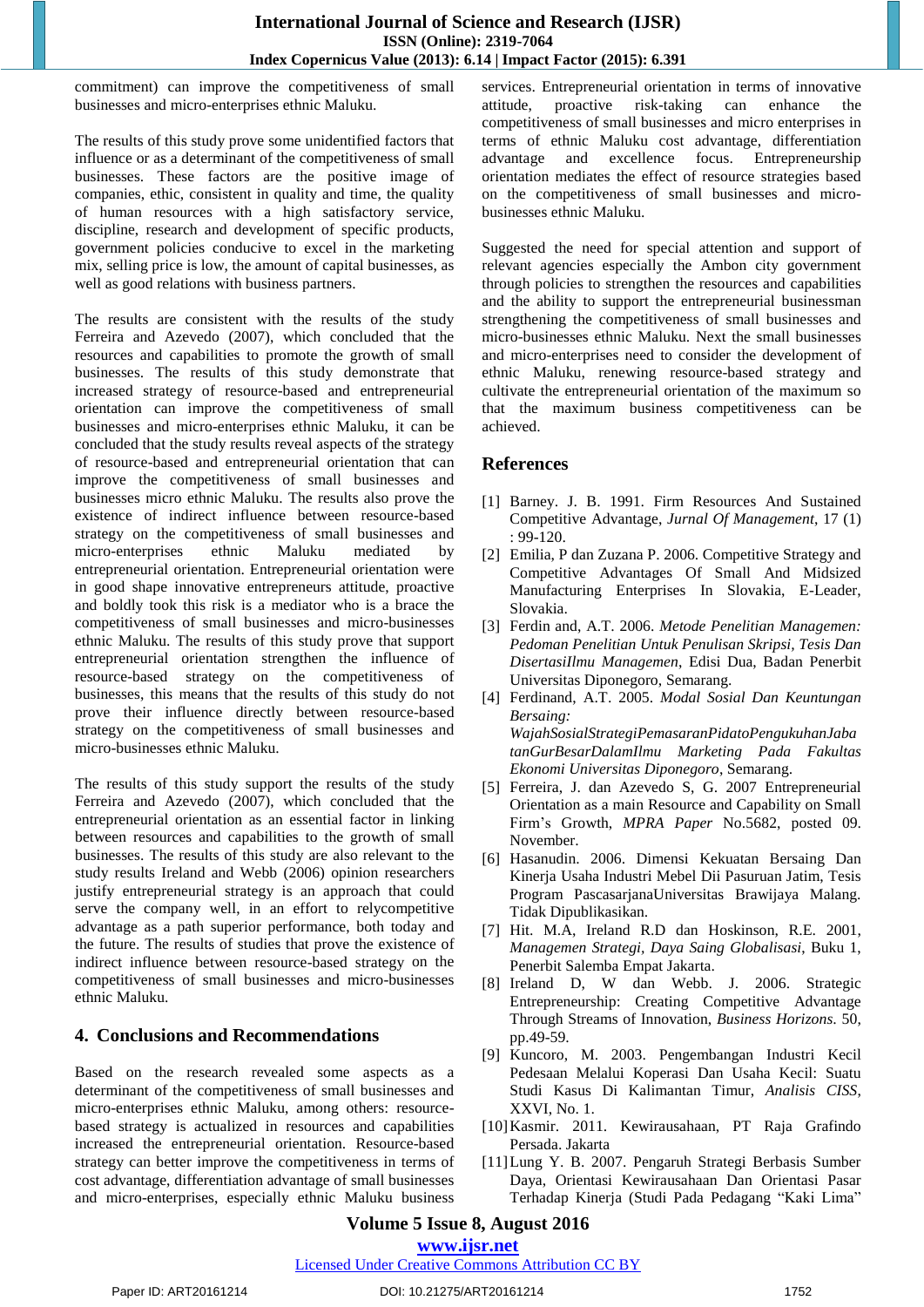commitment) can improve the competitiveness of small businesses and micro-enterprises ethnic Maluku.

The results of this study prove some unidentified factors that influence or as a determinant of the competitiveness of small businesses. These factors are the positive image of companies, ethic, consistent in quality and time, the quality of human resources with a high satisfactory service, discipline, research and development of specific products, government policies conducive to excel in the marketing mix, selling price is low, the amount of capital businesses, as well as good relations with business partners.

The results are consistent with the results of the study Ferreira and Azevedo (2007), which concluded that the resources and capabilities to promote the growth of small businesses. The results of this study demonstrate that increased strategy of resource-based and entrepreneurial orientation can improve the competitiveness of small businesses and micro-enterprises ethnic Maluku, it can be concluded that the study results reveal aspects of the strategy of resource-based and entrepreneurial orientation that can improve the competitiveness of small businesses and businesses micro ethnic Maluku. The results also prove the existence of indirect influence between resource-based strategy on the competitiveness of small businesses and micro-enterprises ethnic Maluku mediated by entrepreneurial orientation. Entrepreneurial orientation were in good shape innovative entrepreneurs attitude, proactive and boldly took this risk is a mediator who is a brace the competitiveness of small businesses and micro-businesses ethnic Maluku. The results of this study prove that support entrepreneurial orientation strengthen the influence of resource-based strategy on the competitiveness of businesses, this means that the results of this study do not prove their influence directly between resource-based strategy on the competitiveness of small businesses and micro-businesses ethnic Maluku.

The results of this study support the results of the study Ferreira and Azevedo (2007), which concluded that the entrepreneurial orientation as an essential factor in linking between resources and capabilities to the growth of small businesses. The results of this study are also relevant to the study results Ireland and Webb (2006) opinion researchers justify entrepreneurial strategy is an approach that could serve the company well, in an effort to relycompetitive advantage as a path superior performance, both today and the future. The results of studies that prove the existence of indirect influence between resource-based strategy on the competitiveness of small businesses and micro-businesses ethnic Maluku.

## 4. Conclusions and Recommendations

Based on the research revealed some aspects as a determinant of the competitiveness of small businesses and micro-enterprises ethnic Maluku, among others: resource-based strategy is actualized in resources and capabilities increased the entrepreneurial orientation. Resource-based strategy can better improve the competitiveness in terms of cost advantage, differentiation advantage of small businesses and micro-enterprises, especially ethnic Maluku business services. Entrepreneurial orientation in terms of innovative attitude, proactive risk-taking can enhance the competitiveness of small businesses and micro enterprises in terms of ethnic Maluku cost advantage, differentiation advantage and excellence focus. Entrepreneurship orientation mediates the effect of resource strategies based on the competitiveness of small businesses and micro-businesses ethnic Maluku.

Suggested the need for special attention and support of relevant agencies especially the Ambon city government through policies to strengthen the resources and capabilities and the ability to support the entrepreneurial businessman strengthening the competitiveness of small businesses and micro-businesses ethnic Maluku. Next the small businesses and micro-enterprises need to consider the development of ethnic Maluku, renewing resource-based strategy and cultivate the entrepreneurial orientation of the maximum so that the maximum business competitiveness can be achieved.

## References

[1] Barney. J. B. 1991. Firm Resources And Sustained Competitive Advantage, *Jurnal Of Management*, 17 (1) : 99-120.

[2] Emilia, P dan Zuzana P. 2006. Competitive Strategy and Competitive Advantages Of Small And Midsized Manufacturing Enterprises In Slovakia, E-Leader, Slovakia.

[3] Ferdin and, A.T. 2006. *Metode Penelitian Managemen: Pedoman Penelitian Untuk Penulisan Skripsi, Tesis Dan DisertasiIlmu Managemen*, Edisi Dua, Badan Penerbit Universitas Diponegoro, Semarang.

[4] Ferdinand, A.T. 2005. *Modal Sosial Dan Keuntungan Bersaing: WajahSosialStrategiPemasaranPidatoPengukuhanJabatanGurBesarDalamIlmu Marketing Pada Fakultas Ekonomi Universitas Diponegoro*, Semarang.

[5] Ferreira, J. dan Azevedo S, G. 2007 Entrepreneurial Orientation as a main Resource and Capability on Small Firm's Growth, *MPRA Paper* No.5682, posted 09. November.

[6] Hasanudin. 2006. Dimensi Kekuatan Bersaing Dan Kinerja Usaha Industri Mebel Dii Pasuruan Jatim, Tesis Program PascasarjanaUniversitas Brawijaya Malang. Tidak Dipublikasikan.

[7] Hit. M.A, Ireland R.D dan Hoskinson, R.E. 2001, *Managemen Strategi, Daya Saing Globalisasi*, Buku 1, Penerbit Salemba Empat Jakarta.

[8] Ireland D, W dan Webb. J. 2006. Strategic Entrepreneurship: Creating Competitive Advantage Through Streams of Innovation, *Business Horizons.* 50, pp.49-59.

[9] Kuncoro, M. 2003. Pengembangan Industri Kecil Pedesaan Melalui Koperasi Dan Usaha Kecil: Suatu Studi Kasus Di Kalimantan Timur, *Analisis CISS*, XXVI, No. 1.

[10] Kasmir. 2011. Kewirausahaan, PT Raja Grafindo Persada. Jakarta

[11] Lung Y. B. 2007. Pengaruh Strategi Berbasis Sumber Daya, Orientasi Kewirausahaan Dan Orientasi Pasar Terhadap Kinerja (Studi Pada Pedagang "Kaki Lima"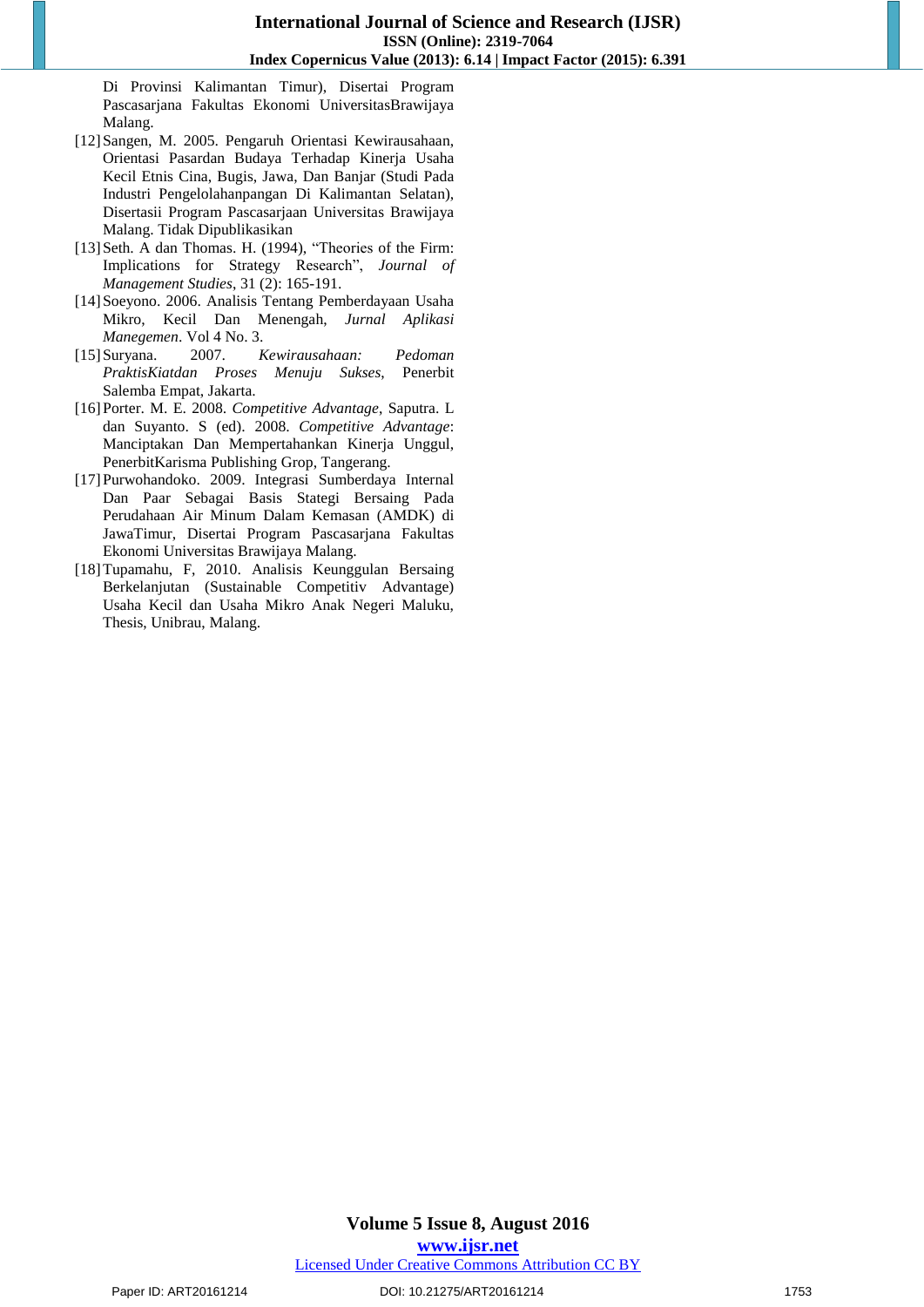Di Provinsi Kalimantan Timur), Disertai Program Pascasarjana Fakultas Ekonomi UniversitasBrawijaya Malang.

[12] Sangen, M. 2005. Pengaruh Orientasi Kewirausahaan, Orientasi Pasardan Budaya Terhadap Kinerja Usaha Kecil Etnis Cina, Bugis, Jawa, Dan Banjar (Studi Pada Industri Pengelolahanpangan Di Kalimantan Selatan), Disertasii Program Pascasarjaan Universitas Brawijaya Malang. Tidak Dipublikasikan

[13] Seth. A dan Thomas. H. (1994), "Theories of the Firm: Implications for Strategy Research", *Journal of Management Studies*, 31 (2): 165-191.

[14] Soeyono. 2006. Analisis Tentang Pemberdayaan Usaha Mikro, Kecil Dan Menengah, *Jurnal Aplikasi Manegemen*. Vol 4 No. 3.

[15] Suryana. 2007. *Kewirausahaan: Pedoman PraktisKiatdan Proses Menuju Sukses*, Penerbit Salemba Empat, Jakarta.

[16] Porter. M. E. 2008. *Competitive Advantage*, Saputra. L dan Suyanto. S (ed). 2008. *Competitive Advantage*: Manciptakan Dan Mempertahankan Kinerja Unggul, PenerbitKarisma Publishing Grop, Tangerang.

[17] Purwohandoko. 2009. Integrasi Sumberdaya Internal Dan Paar Sebagai Basis Stategi Bersaing Pada Perudahaan Air Minum Dalam Kemasan (AMDK) di JawaTimur, Disertai Program Pascasarjana Fakultas Ekonomi Universitas Brawijaya Malang.

[18] Tupamahu, F, 2010. Analisis Keunggulan Bersaing Berkelanjutan (Sustainable Competitiv Advantage) Usaha Kecil dan Usaha Mikro Anak Negeri Maluku, Thesis, Unibrau, Malang.